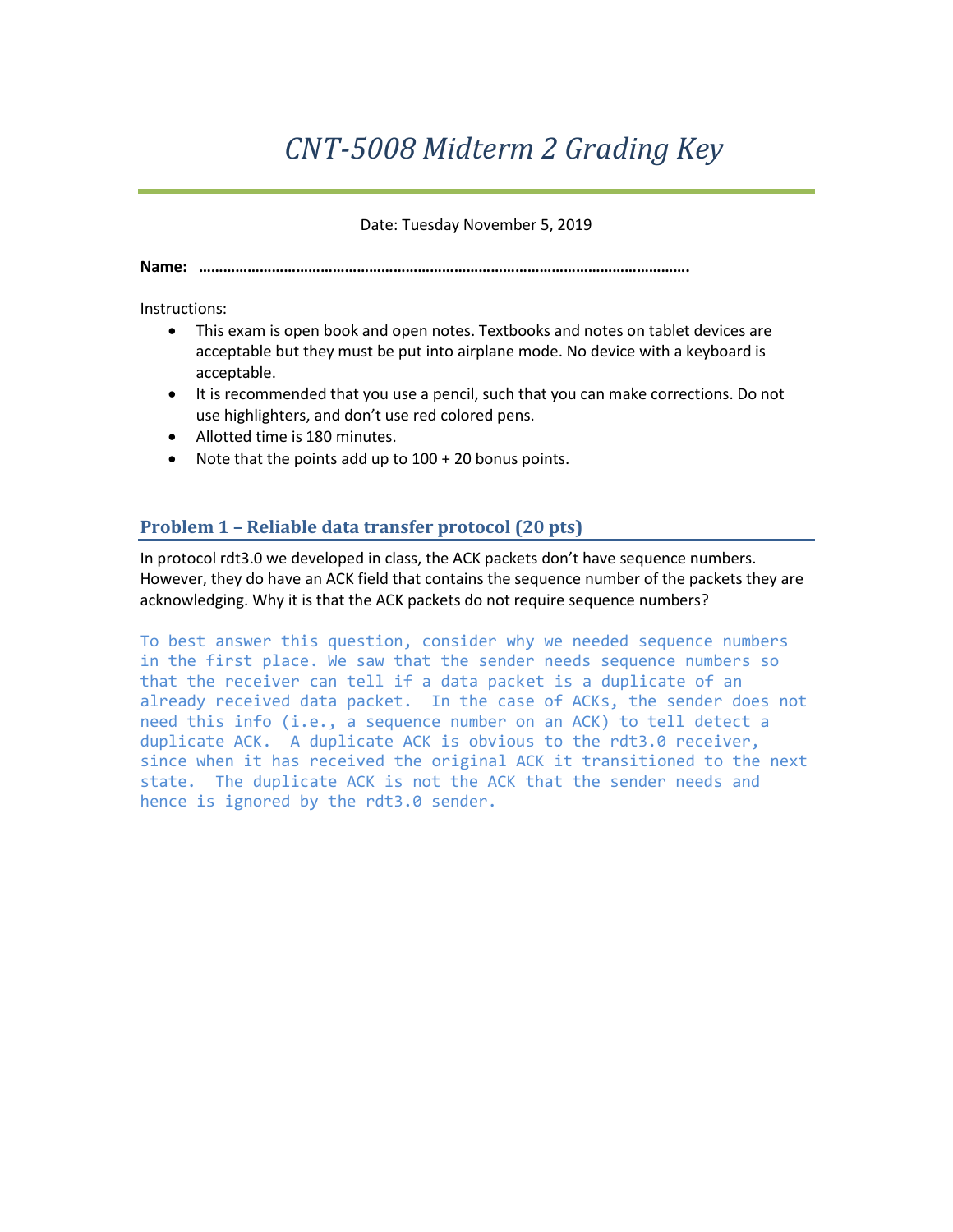# *CNT-5008 Midterm 2 Grading Key*

Date: Tuesday November 5, 2019

**Name: ………………………………………………………………………………………………………….**

Instructions:

- This exam is open book and open notes. Textbooks and notes on tablet devices are acceptable but they must be put into airplane mode. No device with a keyboard is acceptable.
- It is recommended that you use a pencil, such that you can make corrections. Do not use highlighters, and don't use red colored pens.
- Allotted time is 180 minutes.
- Note that the points add up to 100 + 20 bonus points.

## Problem 1 – Reliable data transfer protocol (20 pts)

In protocol rdt3.0 we developed in class, the ACK packets don't have sequence numbers. However, they do have an ACK field that contains the sequence number of the packets they are acknowledging. Why it is that the ACK packets do not require sequence numbers?

```
To best answer this question, consider why we needed sequence numbers
in the first place. We saw that the sender needs sequence numbers so
that the receiver can tell if a data packet is a duplicate of an
already received data packet.  In the case of ACKs, the sender does not
need this info (i.e., a sequence number on an ACK) to tell detect a
duplicate ACK.  A duplicate ACK is obvious to the rdt3.0 receiver,
since when it has received the original ACK it transitioned to the next
state.  The duplicate ACK is not the ACK that the sender needs and
hence is ignored by the rdt3.0 sender.
```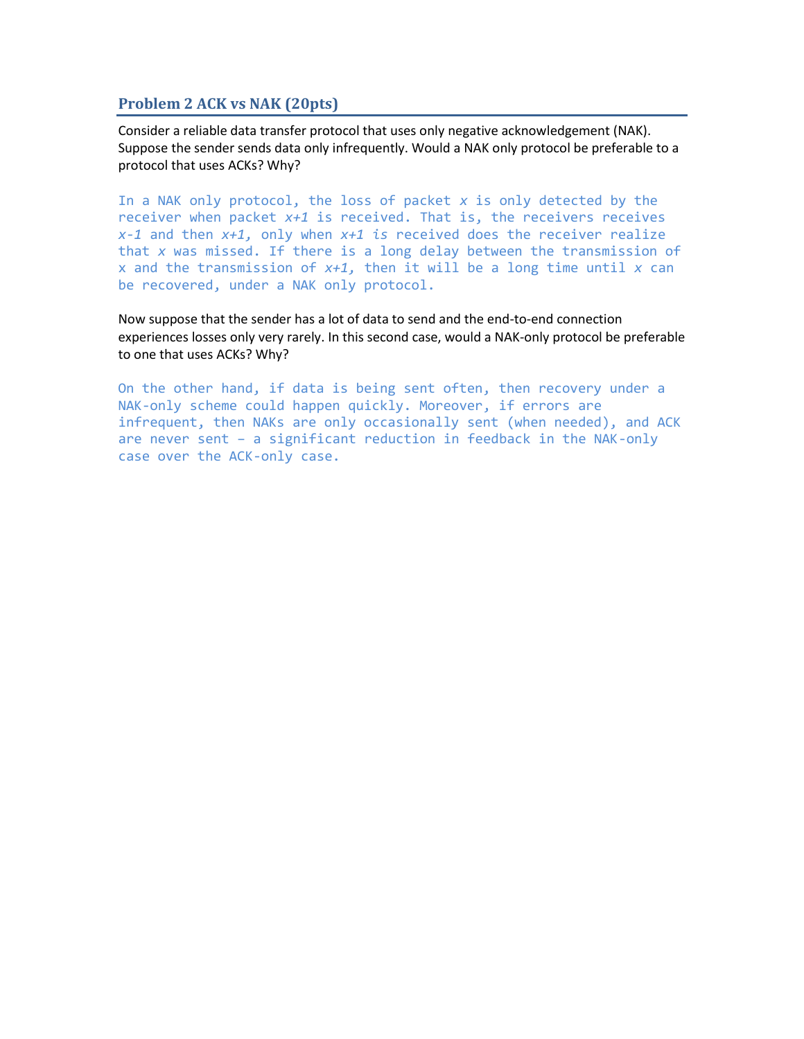## Problem 2 ACK vs NAK (20pts)

Consider a reliable data transfer protocol that uses only negative acknowledgement (NAK). Suppose the sender sends data only infrequently. Would a NAK only protocol be preferable to a protocol that uses ACKs? Why?

In a NAK only protocol, the loss of packet *x* is only detected by the receiver when packet *x+1* is received. That is, the receivers receives *x-1* and then *x+1,* only when *x+1 is* received does the receiver realize that *x* was missed. If there is a long delay between the transmission of x and the transmission of *x+1,* then it will be a long time until *x* can be recovered, under a NAK only protocol.

Now suppose that the sender has a lot of data to send and the end-to-end connection experiences losses only very rarely. In this second case, would a NAK-only protocol be preferable to one that uses ACKs? Why?

On the other hand, if data is being sent often, then recovery under a NAK-only scheme could happen quickly. Moreover, if errors are infrequent, then NAKs are only occasionally sent (when needed), and ACK are never sent – a significant reduction in feedback in the NAK-only case over the ACK-only case.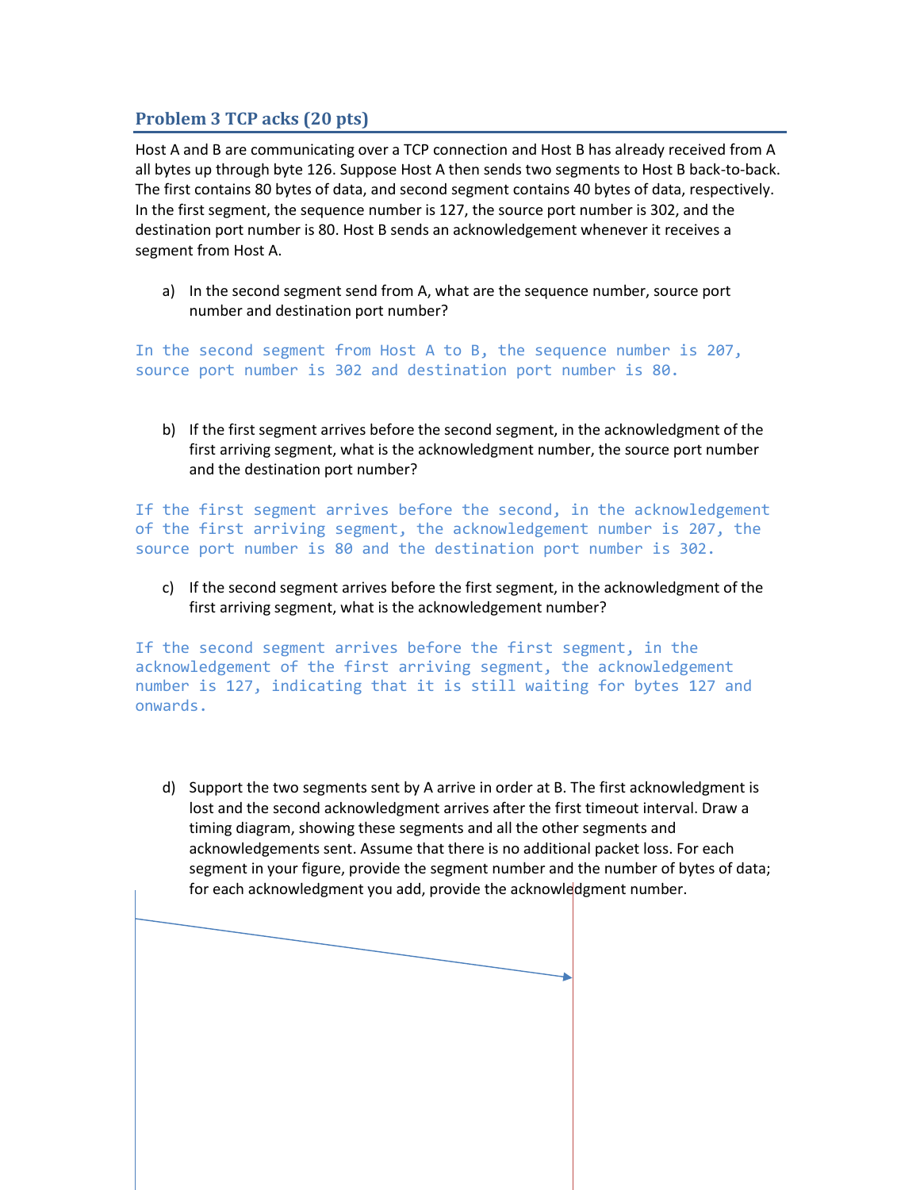## Problem 3 TCP acks (20 pts)

Host A and B are communicating over a TCP connection and Host B has already received from A all bytes up through byte 126. Suppose Host A then sends two segments to Host B back-to-back. The first contains 80 bytes of data, and second segment contains 40 bytes of data, respectively. In the first segment, the sequence number is 127, the source port number is 302, and the destination port number is 80. Host B sends an acknowledgement whenever it receives a segment from Host A.

a) In the second segment send from A, what are the sequence number, source port number and destination port number?

```
In the second segment from Host A to B, the sequence number is 207,
source port number is 302 and destination port number is 80.
```

b) If the first segment arrives before the second segment, in the acknowledgment of the first arriving segment, what is the acknowledgment number, the source port number and the destination port number?

```
If the first segment arrives before the second, in the acknowledgement
of the first arriving segment, the acknowledgement number is 207, the
source port number is 80 and the destination port number is 302.
```

c) If the second segment arrives before the first segment, in the acknowledgment of the first arriving segment, what is the acknowledgement number?

```
If the second segment arrives before the first segment, in the
acknowledgement of the first arriving segment, the acknowledgement
number is 127, indicating that it is still waiting for bytes 127 and
onwards.
```

d) Support the two segments sent by A arrive in order at B. The first acknowledgment is lost and the second acknowledgment arrives after the first timeout interval. Draw a timing diagram, showing these segments and all the other segments and acknowledgements sent. Assume that there is no additional packet loss. For each segment in your figure, provide the segment number and the number of bytes of data; for each acknowledgment you add, provide the acknowledgment number.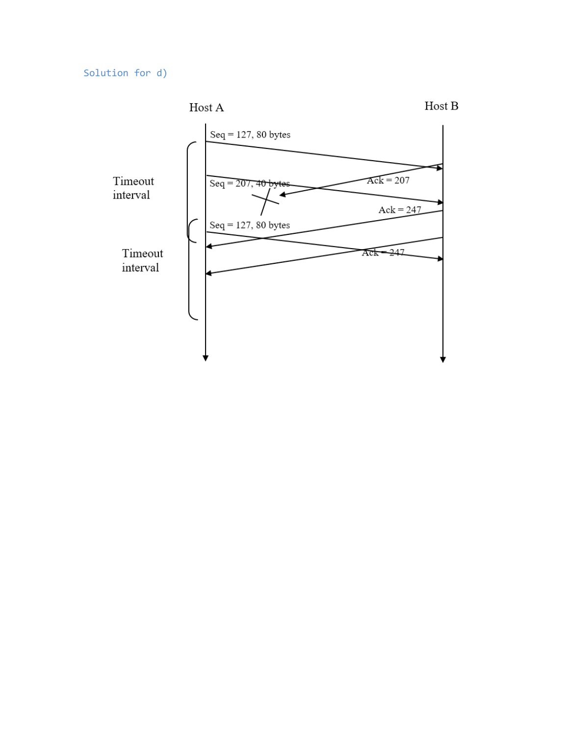Solution for d)

Host A

Host B

Seq = 127, 80 bytes

Ack = 207

Seq = 207, 40 bytes

Timeout interval

Ack = 247

Seq = 127, 80 bytes

Timeout interval

Ack = 247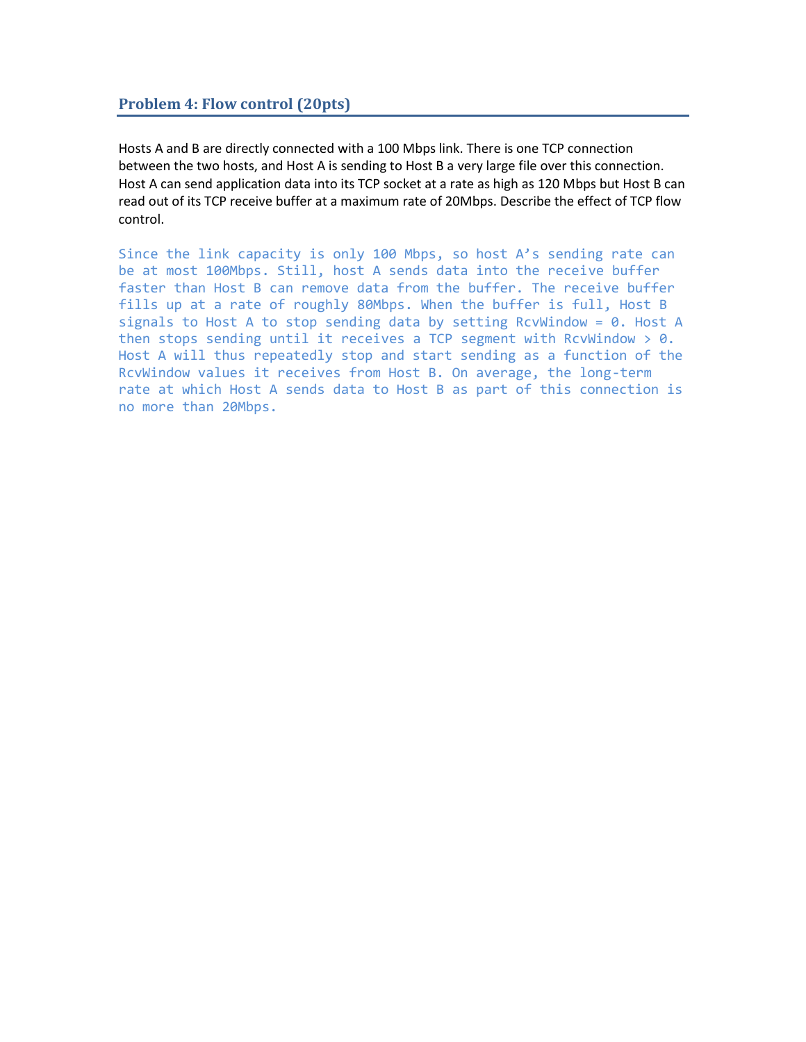## Problem 4: Flow control (20pts)

Hosts A and B are directly connected with a 100 Mbps link. There is one TCP connection between the two hosts, and Host A is sending to Host B a very large file over this connection. Host A can send application data into its TCP socket at a rate as high as 120 Mbps but Host B can read out of its TCP receive buffer at a maximum rate of 20Mbps. Describe the effect of TCP flow control.

```
Since the link capacity is only 100 Mbps, so host A's sending rate can
be at most 100Mbps. Still, host A sends data into the receive buffer
faster than Host B can remove data from the buffer. The receive buffer
fills up at a rate of roughly 80Mbps. When the buffer is full, Host B
signals to Host A to stop sending data by setting RcvWindow = 0. Host A
then stops sending until it receives a TCP segment with RcvWindow > 0.
Host A will thus repeatedly stop and start sending as a function of the
RcvWindow values it receives from Host B. On average, the long-term
rate at which Host A sends data to Host B as part of this connection is
no more than 20Mbps.
```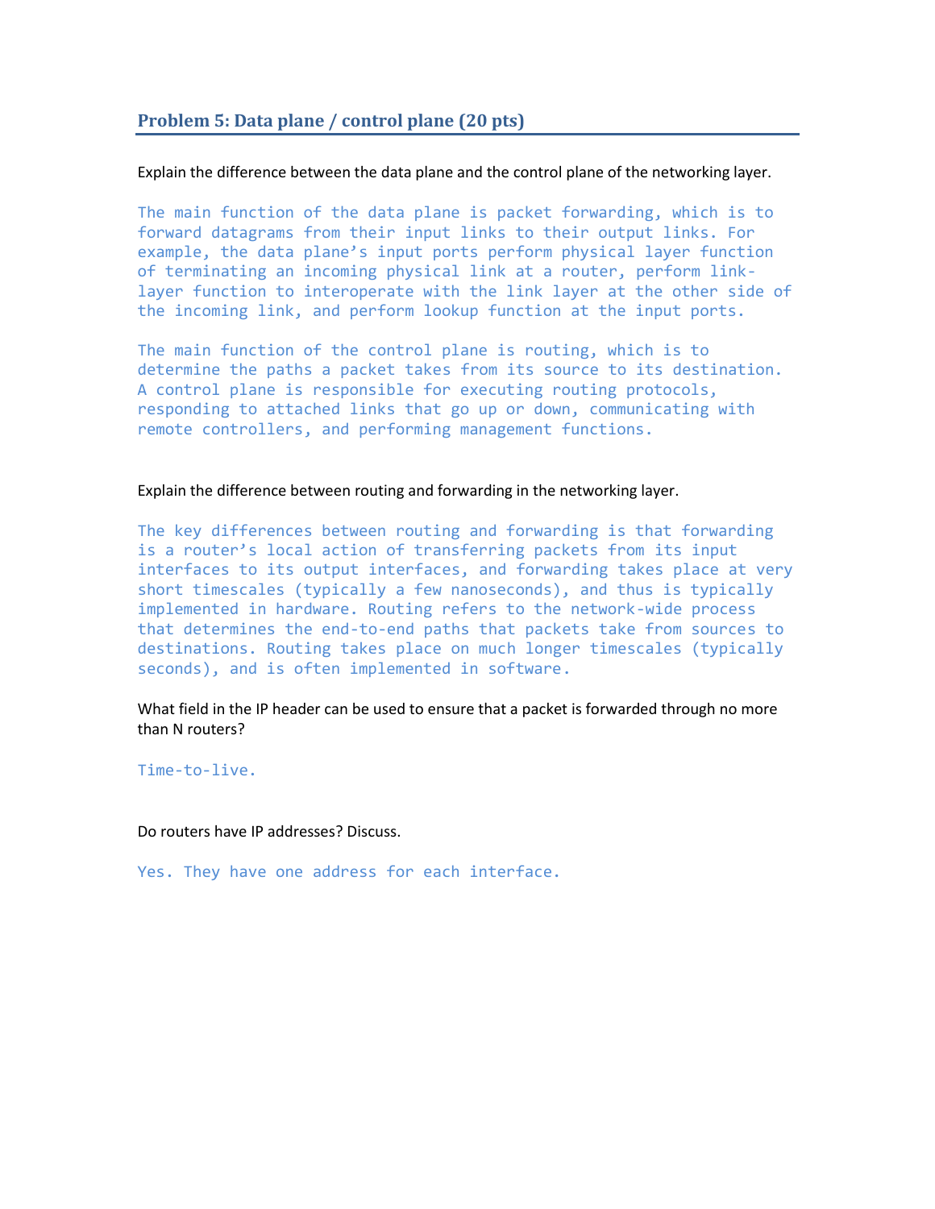## Problem 5: Data plane / control plane (20 pts)

Explain the difference between the data plane and the control plane of the networking layer.

The main function of the data plane is packet forwarding, which is to forward datagrams from their input links to their output links. For example, the data plane's input ports perform physical layer function of terminating an incoming physical link at a router, perform link-layer function to interoperate with the link layer at the other side of the incoming link, and perform lookup function at the input ports.

The main function of the control plane is routing, which is to determine the paths a packet takes from its source to its destination. A control plane is responsible for executing routing protocols, responding to attached links that go up or down, communicating with remote controllers, and performing management functions.

Explain the difference between routing and forwarding in the networking layer.

The key differences between routing and forwarding is that forwarding is a router's local action of transferring packets from its input interfaces to its output interfaces, and forwarding takes place at very short timescales (typically a few nanoseconds), and thus is typically implemented in hardware. Routing refers to the network-wide process that determines the end-to-end paths that packets take from sources to destinations. Routing takes place on much longer timescales (typically seconds), and is often implemented in software.

What field in the IP header can be used to ensure that a packet is forwarded through no more than N routers?

Time-to-live.

Do routers have IP addresses? Discuss.

Yes. They have one address for each interface.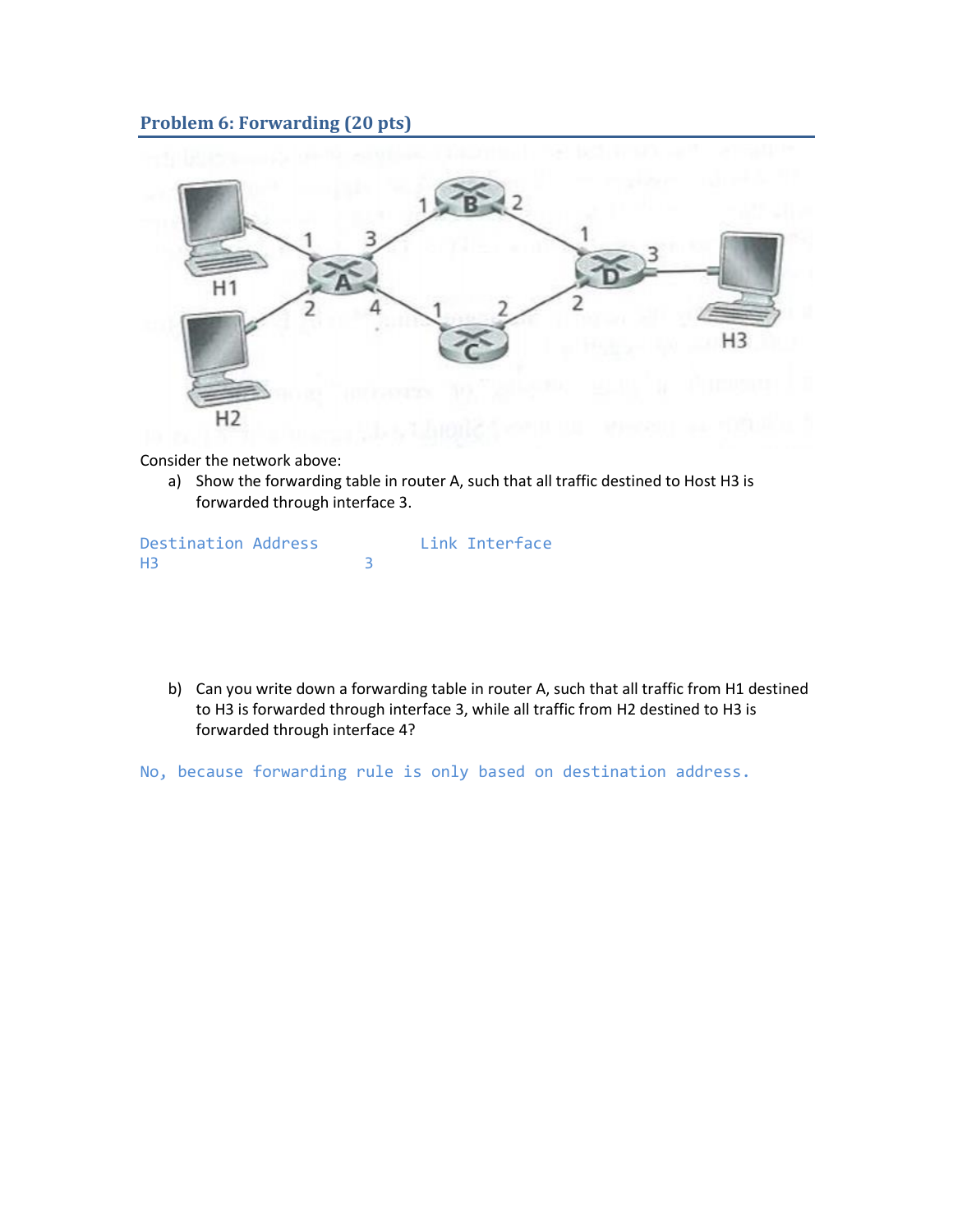## Problem 6: Forwarding (20 pts)

Consider the network above:

a) Show the forwarding table in router A, such that all traffic destined to Host H3 is forwarded through interface 3.

```
Destination Address          Link Interface
H3                           3
```

b) Can you write down a forwarding table in router A, such that all traffic from H1 destined to H3 is forwarded through interface 3, while all traffic from H2 destined to H3 is forwarded through interface 4?

```
No, because forwarding rule is only based on destination address.
```